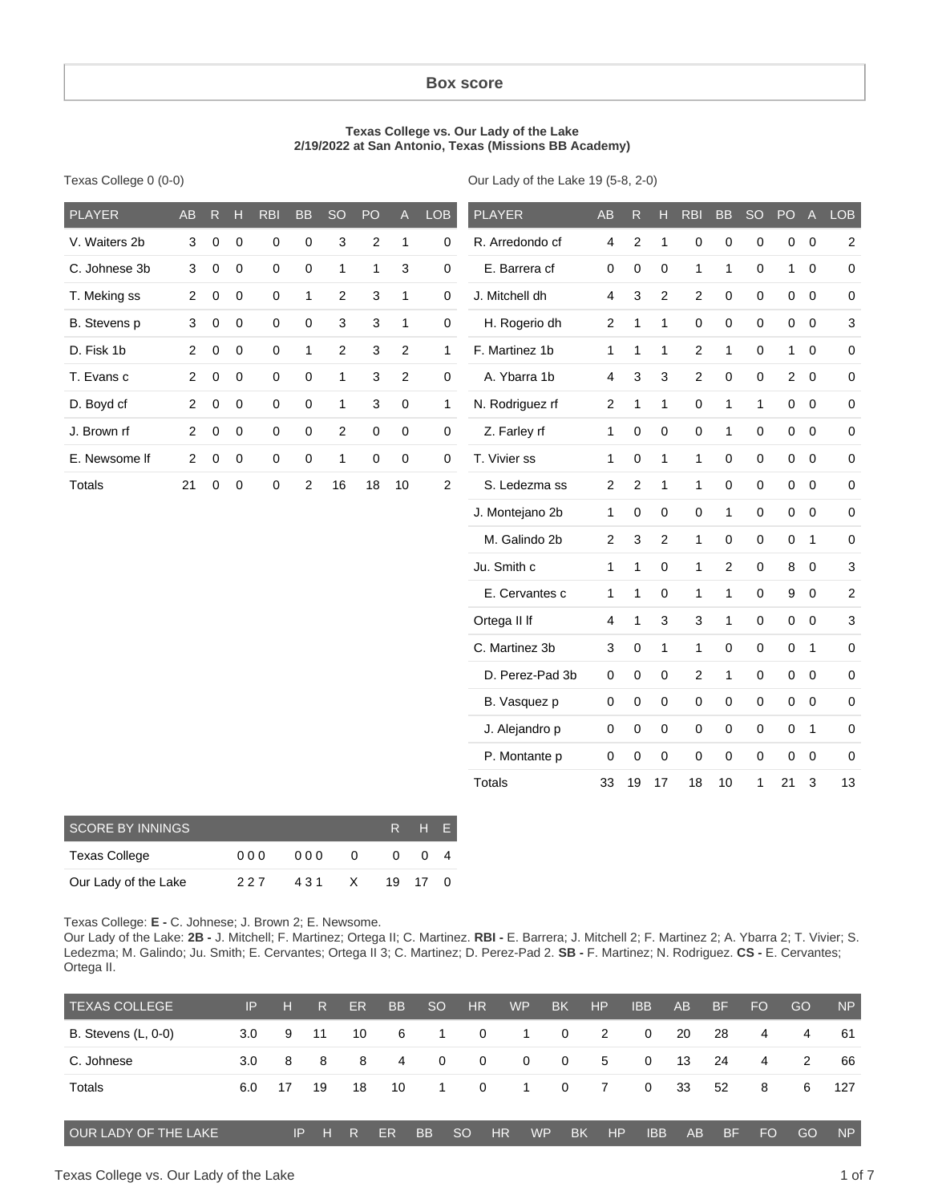## Box score

**Texas College vs. Our Lady of the Lake**
**2/19/2022 at San Antonio, Texas (Missions BB Academy)**

Texas College 0 (0-0)

| PLAYER | AB | R | H | RBI | BB | SO | PO | A | LOB |
|---|---|---|---|---|---|---|---|---|---|
| V. Waiters 2b | 3 | 0 | 0 | 0 | 0 | 3 | 2 | 1 | 0 |
| C. Johnese 3b | 3 | 0 | 0 | 0 | 0 | 1 | 1 | 3 | 0 |
| T. Meking ss | 2 | 0 | 0 | 0 | 1 | 2 | 3 | 1 | 0 |
| B. Stevens p | 3 | 0 | 0 | 0 | 0 | 3 | 3 | 1 | 0 |
| D. Fisk 1b | 2 | 0 | 0 | 0 | 1 | 2 | 3 | 2 | 1 |
| T. Evans c | 2 | 0 | 0 | 0 | 0 | 1 | 3 | 2 | 0 |
| D. Boyd cf | 2 | 0 | 0 | 0 | 0 | 1 | 3 | 0 | 1 |
| J. Brown rf | 2 | 0 | 0 | 0 | 0 | 2 | 0 | 0 | 0 |
| E. Newsome lf | 2 | 0 | 0 | 0 | 0 | 1 | 0 | 0 | 0 |
| Totals | 21 | 0 | 0 | 0 | 2 | 16 | 18 | 10 | 2 |

Our Lady of the Lake 19 (5-8, 2-0)

| PLAYER | AB | R | H | RBI | BB | SO | PO | A | LOB |
|---|---|---|---|---|---|---|---|---|---|
| R. Arredondo cf | 4 | 2 | 1 | 0 | 0 | 0 | 0 | 0 | 2 |
| E. Barrera cf | 0 | 0 | 0 | 1 | 1 | 0 | 1 | 0 | 0 |
| J. Mitchell dh | 4 | 3 | 2 | 2 | 0 | 0 | 0 | 0 | 0 |
| H. Rogerio dh | 2 | 1 | 1 | 0 | 0 | 0 | 0 | 0 | 3 |
| F. Martinez 1b | 1 | 1 | 1 | 2 | 1 | 0 | 1 | 0 | 0 |
| A. Ybarra 1b | 4 | 3 | 3 | 2 | 0 | 0 | 2 | 0 | 0 |
| N. Rodriguez rf | 2 | 1 | 1 | 0 | 1 | 1 | 0 | 0 | 0 |
| Z. Farley rf | 1 | 0 | 0 | 0 | 1 | 0 | 0 | 0 | 0 |
| T. Vivier ss | 1 | 0 | 1 | 1 | 0 | 0 | 0 | 0 | 0 |
| S. Ledezma ss | 2 | 2 | 1 | 1 | 0 | 0 | 0 | 0 | 0 |
| J. Montejano 2b | 1 | 0 | 0 | 0 | 1 | 0 | 0 | 0 | 0 |
| M. Galindo 2b | 2 | 3 | 2 | 1 | 0 | 0 | 0 | 1 | 0 |
| Ju. Smith c | 1 | 1 | 0 | 1 | 2 | 0 | 8 | 0 | 3 |
| E. Cervantes c | 1 | 1 | 0 | 1 | 1 | 0 | 9 | 0 | 2 |
| Ortega II lf | 4 | 1 | 3 | 3 | 1 | 0 | 0 | 0 | 3 |
| C. Martinez 3b | 3 | 0 | 1 | 1 | 0 | 0 | 0 | 1 | 0 |
| D. Perez-Pad 3b | 0 | 0 | 0 | 2 | 1 | 0 | 0 | 0 | 0 |
| B. Vasquez p | 0 | 0 | 0 | 0 | 0 | 0 | 0 | 0 | 0 |
| J. Alejandro p | 0 | 0 | 0 | 0 | 0 | 0 | 0 | 1 | 0 |
| P. Montante p | 0 | 0 | 0 | 0 | 0 | 0 | 0 | 0 | 0 |
| Totals | 33 | 19 | 17 | 18 | 10 | 1 | 21 | 3 | 13 |

| SCORE BY INNINGS | | | | R | H | E |
|---|---|---|---|---|---|---|
| Texas College | 000 | 000 | 0 | 0 | 0 | 4 |
| Our Lady of the Lake | 227 | 431 | X | 19 | 17 | 0 |

Texas College: **E -** C. Johnese; J. Brown 2; E. Newsome.
Our Lady of the Lake: **2B -** J. Mitchell; F. Martinez; Ortega II; C. Martinez. **RBI -** E. Barrera; J. Mitchell 2; F. Martinez 2; A. Ybarra 2; T. Vivier; S. Ledezma; M. Galindo; Ju. Smith; E. Cervantes; Ortega II 3; C. Martinez; D. Perez-Pad 2. **SB -** F. Martinez; N. Rodriguez. **CS -** E. Cervantes; Ortega II.

| TEXAS COLLEGE | IP | H | R | ER | BB | SO | HR | WP | BK | HP | IBB | AB | BF | FO | GO | NP |
|---|---|---|---|---|---|---|---|---|---|---|---|---|---|---|---|---|
| B. Stevens (L, 0-0) | 3.0 | 9 | 11 | 10 | 6 | 1 | 0 | 1 | 0 | 2 | 0 | 20 | 28 | 4 | 4 | 61 |
| C. Johnese | 3.0 | 8 | 8 | 8 | 4 | 0 | 0 | 0 | 0 | 5 | 0 | 13 | 24 | 4 | 2 | 66 |
| Totals | 6.0 | 17 | 19 | 18 | 10 | 1 | 0 | 1 | 0 | 7 | 0 | 33 | 52 | 8 | 6 | 127 |

| OUR LADY OF THE LAKE | IP | H | R | ER | BB | SO | HR | WP | BK | HP | IBB | AB | BF | FO | GO | NP |
|---|---|---|---|---|---|---|---|---|---|---|---|---|---|---|---|---|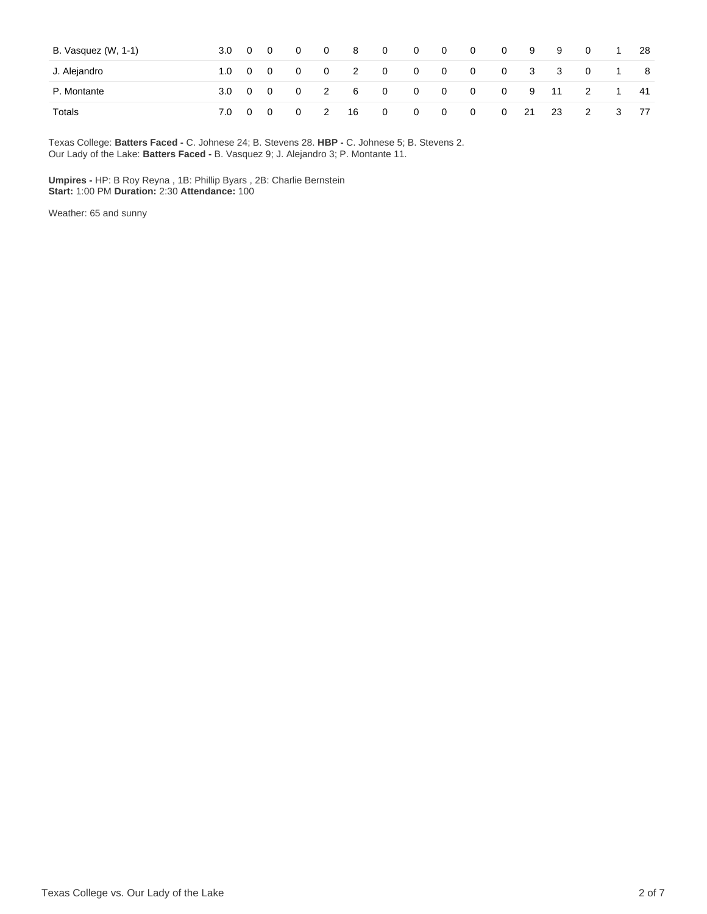| | | | | | | | | | | | | | | | | |
|---|---|---|---|---|---|---|---|---|---|---|---|---|---|---|---|---|
| B. Vasquez (W, 1-1) | 3.0 | 0 | 0 | 0 | 0 | 8 | 0 | 0 | 0 | 0 | 0 | 9 | 9 | 0 | 1 | 28 |
| J. Alejandro | 1.0 | 0 | 0 | 0 | 0 | 2 | 0 | 0 | 0 | 0 | 0 | 3 | 3 | 0 | 1 | 8 |
| P. Montante | 3.0 | 0 | 0 | 0 | 2 | 6 | 0 | 0 | 0 | 0 | 0 | 9 | 11 | 2 | 1 | 41 |
| Totals | 7.0 | 0 | 0 | 0 | 2 | 16 | 0 | 0 | 0 | 0 | 0 | 21 | 23 | 2 | 3 | 77 |

Texas College: **Batters Faced -** C. Johnese 24; B. Stevens 28. **HBP -** C. Johnese 5; B. Stevens 2.
Our Lady of the Lake: **Batters Faced -** B. Vasquez 9; J. Alejandro 3; P. Montante 11.

**Umpires -** HP: B Roy Reyna , 1B: Phillip Byars , 2B: Charlie Bernstein
**Start:** 1:00 PM **Duration:** 2:30 **Attendance:** 100

Weather: 65 and sunny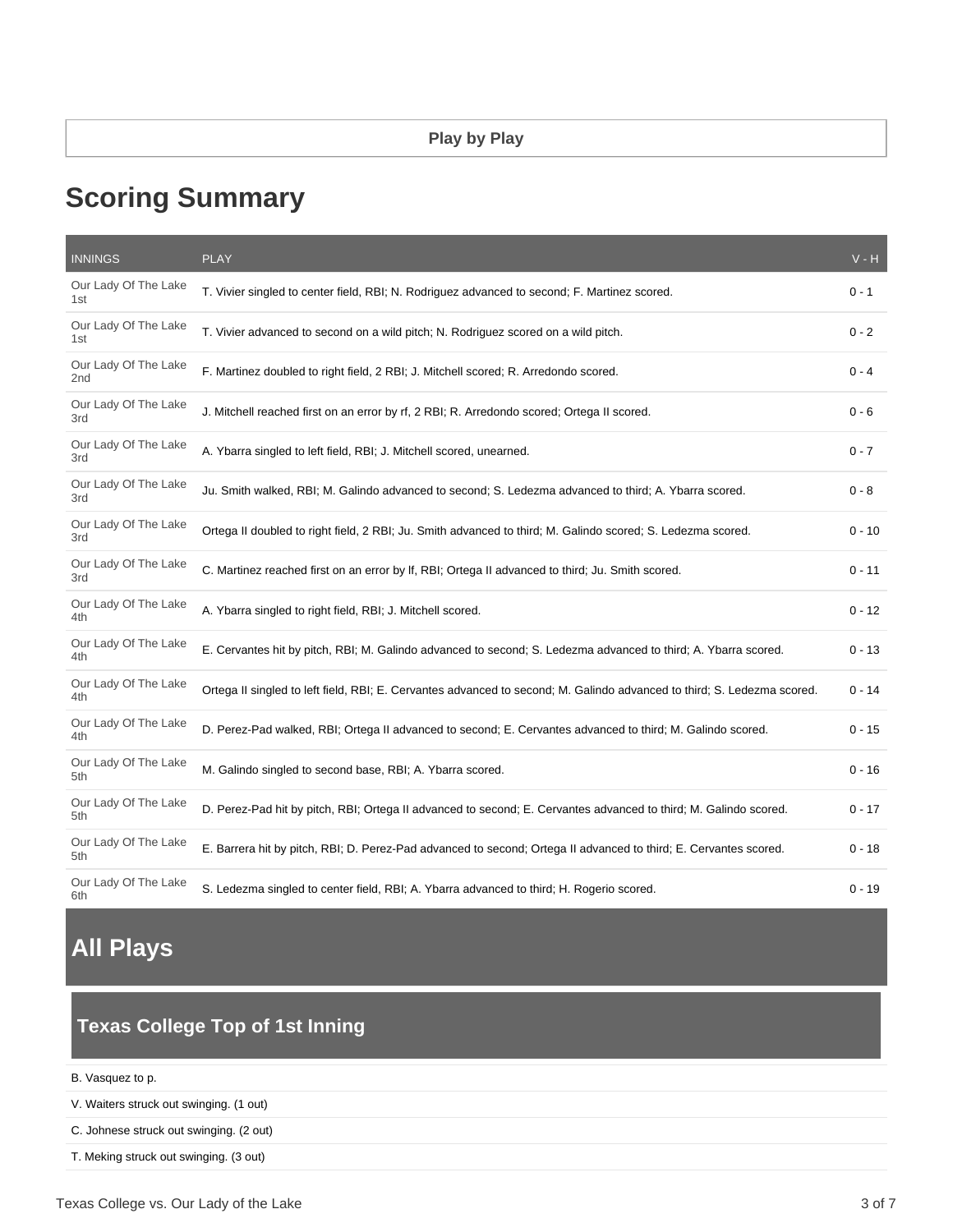**Play by Play**

## Scoring Summary

| INNINGS | PLAY | V - H |
|---|---|---|
| Our Lady Of The Lake 1st | T. Vivier singled to center field, RBI; N. Rodriguez advanced to second; F. Martinez scored. | 0 - 1 |
| Our Lady Of The Lake 1st | T. Vivier advanced to second on a wild pitch; N. Rodriguez scored on a wild pitch. | 0 - 2 |
| Our Lady Of The Lake 2nd | F. Martinez doubled to right field, 2 RBI; J. Mitchell scored; R. Arredondo scored. | 0 - 4 |
| Our Lady Of The Lake 3rd | J. Mitchell reached first on an error by rf, 2 RBI; R. Arredondo scored; Ortega II scored. | 0 - 6 |
| Our Lady Of The Lake 3rd | A. Ybarra singled to left field, RBI; J. Mitchell scored, unearned. | 0 - 7 |
| Our Lady Of The Lake 3rd | Ju. Smith walked, RBI; M. Galindo advanced to second; S. Ledezma advanced to third; A. Ybarra scored. | 0 - 8 |
| Our Lady Of The Lake 3rd | Ortega II doubled to right field, 2 RBI; Ju. Smith advanced to third; M. Galindo scored; S. Ledezma scored. | 0 - 10 |
| Our Lady Of The Lake 3rd | C. Martinez reached first on an error by lf, RBI; Ortega II advanced to third; Ju. Smith scored. | 0 - 11 |
| Our Lady Of The Lake 4th | A. Ybarra singled to right field, RBI; J. Mitchell scored. | 0 - 12 |
| Our Lady Of The Lake 4th | E. Cervantes hit by pitch, RBI; M. Galindo advanced to second; S. Ledezma advanced to third; A. Ybarra scored. | 0 - 13 |
| Our Lady Of The Lake 4th | Ortega II singled to left field, RBI; E. Cervantes advanced to second; M. Galindo advanced to third; S. Ledezma scored. | 0 - 14 |
| Our Lady Of The Lake 4th | D. Perez-Pad walked, RBI; Ortega II advanced to second; E. Cervantes advanced to third; M. Galindo scored. | 0 - 15 |
| Our Lady Of The Lake 5th | M. Galindo singled to second base, RBI; A. Ybarra scored. | 0 - 16 |
| Our Lady Of The Lake 5th | D. Perez-Pad hit by pitch, RBI; Ortega II advanced to second; E. Cervantes advanced to third; M. Galindo scored. | 0 - 17 |
| Our Lady Of The Lake 5th | E. Barrera hit by pitch, RBI; D. Perez-Pad advanced to second; Ortega II advanced to third; E. Cervantes scored. | 0 - 18 |
| Our Lady Of The Lake 6th | S. Ledezma singled to center field, RBI; A. Ybarra advanced to third; H. Rogerio scored. | 0 - 19 |

## All Plays

### Texas College Top of 1st Inning

B. Vasquez to p.

V. Waiters struck out swinging. (1 out)

C. Johnese struck out swinging. (2 out)

T. Meking struck out swinging. (3 out)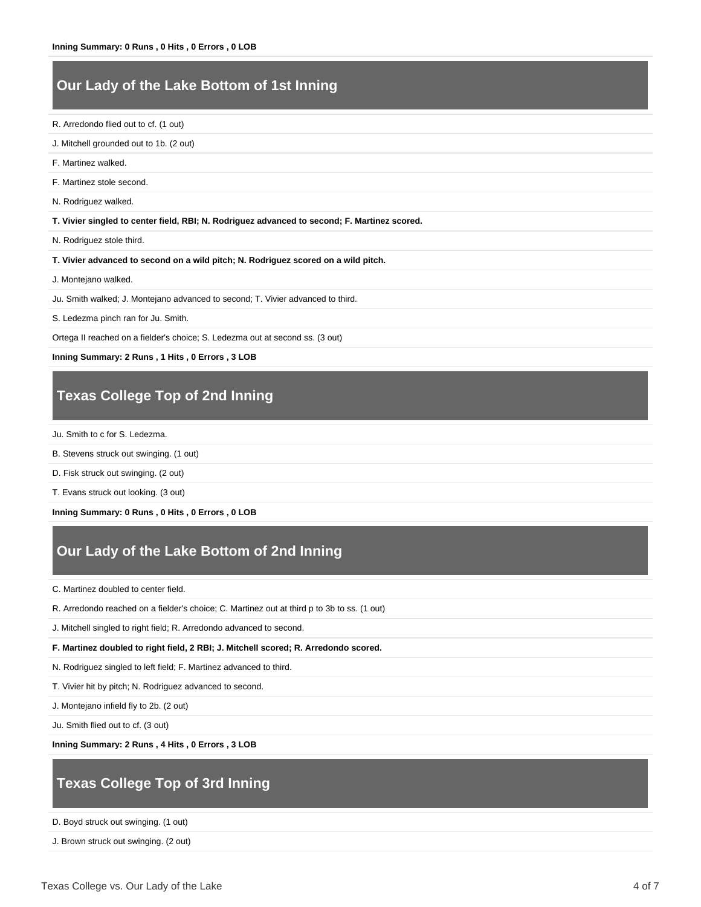**Inning Summary: 0 Runs , 0 Hits , 0 Errors , 0 LOB**

## Our Lady of the Lake Bottom of 1st Inning

R. Arredondo flied out to cf. (1 out)

J. Mitchell grounded out to 1b. (2 out)

F. Martinez walked.

F. Martinez stole second.

N. Rodriguez walked.

**T. Vivier singled to center field, RBI; N. Rodriguez advanced to second; F. Martinez scored.**

N. Rodriguez stole third.

**T. Vivier advanced to second on a wild pitch; N. Rodriguez scored on a wild pitch.**

J. Montejano walked.

Ju. Smith walked; J. Montejano advanced to second; T. Vivier advanced to third.

S. Ledezma pinch ran for Ju. Smith.

Ortega II reached on a fielder's choice; S. Ledezma out at second ss. (3 out)

**Inning Summary: 2 Runs , 1 Hits , 0 Errors , 3 LOB**

## Texas College Top of 2nd Inning

Ju. Smith to c for S. Ledezma.

B. Stevens struck out swinging. (1 out)

D. Fisk struck out swinging. (2 out)

T. Evans struck out looking. (3 out)

**Inning Summary: 0 Runs , 0 Hits , 0 Errors , 0 LOB**

## Our Lady of the Lake Bottom of 2nd Inning

C. Martinez doubled to center field.

R. Arredondo reached on a fielder's choice; C. Martinez out at third p to 3b to ss. (1 out)

J. Mitchell singled to right field; R. Arredondo advanced to second.

**F. Martinez doubled to right field, 2 RBI; J. Mitchell scored; R. Arredondo scored.**

N. Rodriguez singled to left field; F. Martinez advanced to third.

T. Vivier hit by pitch; N. Rodriguez advanced to second.

J. Montejano infield fly to 2b. (2 out)

Ju. Smith flied out to cf. (3 out)

**Inning Summary: 2 Runs , 4 Hits , 0 Errors , 3 LOB**

## Texas College Top of 3rd Inning

D. Boyd struck out swinging. (1 out)

J. Brown struck out swinging. (2 out)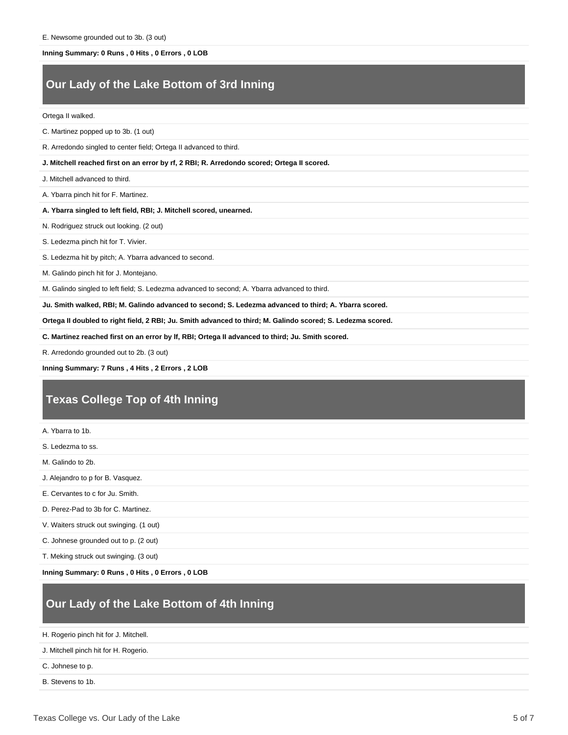E. Newsome grounded out to 3b. (3 out)

**Inning Summary: 0 Runs , 0 Hits , 0 Errors , 0 LOB**

## Our Lady of the Lake Bottom of 3rd Inning

Ortega II walked.

C. Martinez popped up to 3b. (1 out)

R. Arredondo singled to center field; Ortega II advanced to third.

**J. Mitchell reached first on an error by rf, 2 RBI; R. Arredondo scored; Ortega II scored.**

J. Mitchell advanced to third.

A. Ybarra pinch hit for F. Martinez.

**A. Ybarra singled to left field, RBI; J. Mitchell scored, unearned.**

N. Rodriguez struck out looking. (2 out)

S. Ledezma pinch hit for T. Vivier.

S. Ledezma hit by pitch; A. Ybarra advanced to second.

M. Galindo pinch hit for J. Montejano.

M. Galindo singled to left field; S. Ledezma advanced to second; A. Ybarra advanced to third.

**Ju. Smith walked, RBI; M. Galindo advanced to second; S. Ledezma advanced to third; A. Ybarra scored.**

**Ortega II doubled to right field, 2 RBI; Ju. Smith advanced to third; M. Galindo scored; S. Ledezma scored.**

**C. Martinez reached first on an error by lf, RBI; Ortega II advanced to third; Ju. Smith scored.**

R. Arredondo grounded out to 2b. (3 out)

**Inning Summary: 7 Runs , 4 Hits , 2 Errors , 2 LOB**

## Texas College Top of 4th Inning

A. Ybarra to 1b.

S. Ledezma to ss.

M. Galindo to 2b.

J. Alejandro to p for B. Vasquez.

E. Cervantes to c for Ju. Smith.

D. Perez-Pad to 3b for C. Martinez.

V. Waiters struck out swinging. (1 out)

C. Johnese grounded out to p. (2 out)

T. Meking struck out swinging. (3 out)

**Inning Summary: 0 Runs , 0 Hits , 0 Errors , 0 LOB**

## Our Lady of the Lake Bottom of 4th Inning

H. Rogerio pinch hit for J. Mitchell.

J. Mitchell pinch hit for H. Rogerio.

C. Johnese to p.

B. Stevens to 1b.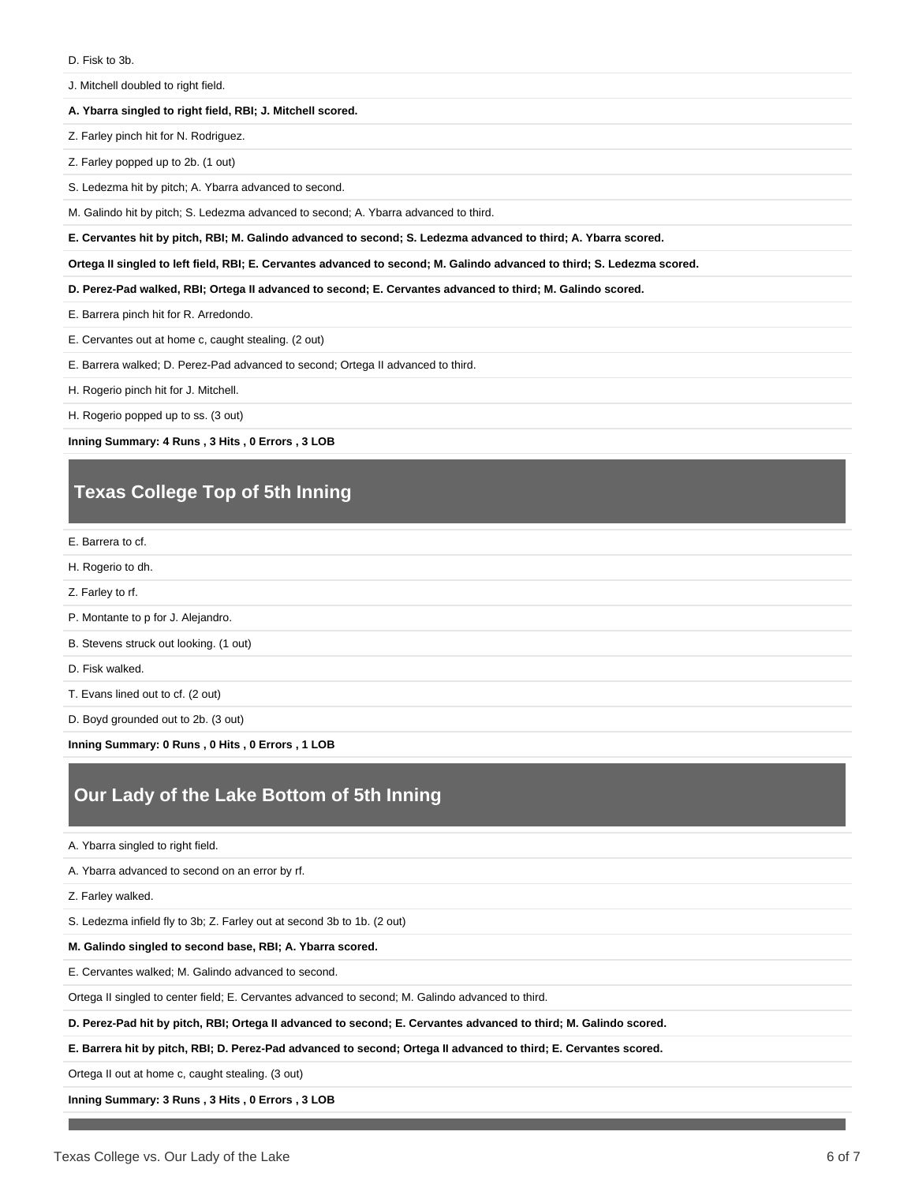D. Fisk to 3b.

J. Mitchell doubled to right field.

**A. Ybarra singled to right field, RBI; J. Mitchell scored.**

Z. Farley pinch hit for N. Rodriguez.

Z. Farley popped up to 2b. (1 out)

S. Ledezma hit by pitch; A. Ybarra advanced to second.

M. Galindo hit by pitch; S. Ledezma advanced to second; A. Ybarra advanced to third.

**E. Cervantes hit by pitch, RBI; M. Galindo advanced to second; S. Ledezma advanced to third; A. Ybarra scored.**

**Ortega II singled to left field, RBI; E. Cervantes advanced to second; M. Galindo advanced to third; S. Ledezma scored.**

**D. Perez-Pad walked, RBI; Ortega II advanced to second; E. Cervantes advanced to third; M. Galindo scored.**

E. Barrera pinch hit for R. Arredondo.

E. Cervantes out at home c, caught stealing. (2 out)

E. Barrera walked; D. Perez-Pad advanced to second; Ortega II advanced to third.

H. Rogerio pinch hit for J. Mitchell.

H. Rogerio popped up to ss. (3 out)

**Inning Summary: 4 Runs , 3 Hits , 0 Errors , 3 LOB**

## Texas College Top of 5th Inning

E. Barrera to cf.

H. Rogerio to dh.

Z. Farley to rf.

P. Montante to p for J. Alejandro.

B. Stevens struck out looking. (1 out)

D. Fisk walked.

T. Evans lined out to cf. (2 out)

D. Boyd grounded out to 2b. (3 out)

**Inning Summary: 0 Runs , 0 Hits , 0 Errors , 1 LOB**

## Our Lady of the Lake Bottom of 5th Inning

A. Ybarra singled to right field.

A. Ybarra advanced to second on an error by rf.

Z. Farley walked.

S. Ledezma infield fly to 3b; Z. Farley out at second 3b to 1b. (2 out)

**M. Galindo singled to second base, RBI; A. Ybarra scored.**

E. Cervantes walked; M. Galindo advanced to second.

Ortega II singled to center field; E. Cervantes advanced to second; M. Galindo advanced to third.

**D. Perez-Pad hit by pitch, RBI; Ortega II advanced to second; E. Cervantes advanced to third; M. Galindo scored.**

**E. Barrera hit by pitch, RBI; D. Perez-Pad advanced to second; Ortega II advanced to third; E. Cervantes scored.**

Ortega II out at home c, caught stealing. (3 out)

**Inning Summary: 3 Runs , 3 Hits , 0 Errors , 3 LOB**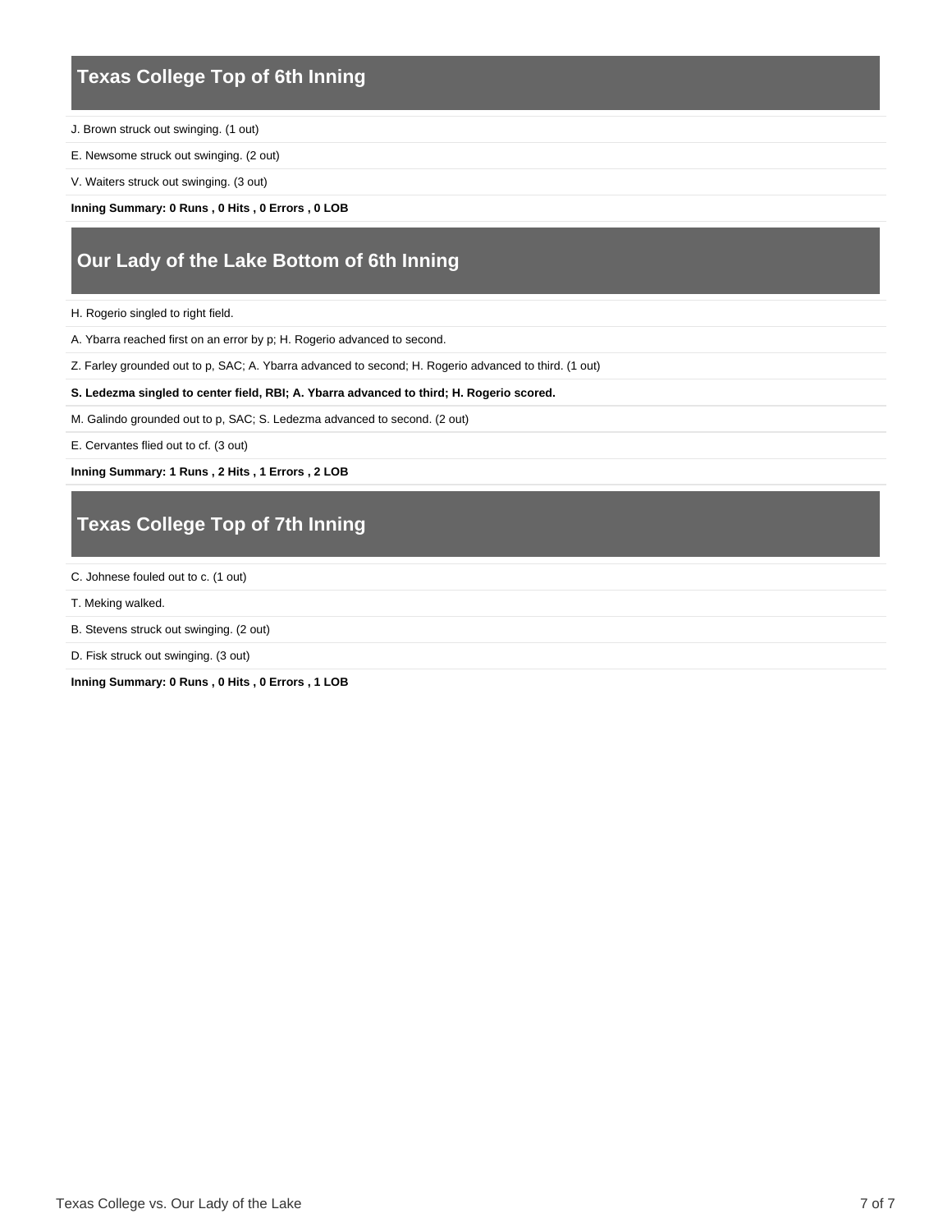## Texas College Top of 6th Inning

J. Brown struck out swinging. (1 out)

E. Newsome struck out swinging. (2 out)

V. Waiters struck out swinging. (3 out)

**Inning Summary: 0 Runs , 0 Hits , 0 Errors , 0 LOB**

## Our Lady of the Lake Bottom of 6th Inning

H. Rogerio singled to right field.

A. Ybarra reached first on an error by p; H. Rogerio advanced to second.

Z. Farley grounded out to p, SAC; A. Ybarra advanced to second; H. Rogerio advanced to third. (1 out)

**S. Ledezma singled to center field, RBI; A. Ybarra advanced to third; H. Rogerio scored.**

M. Galindo grounded out to p, SAC; S. Ledezma advanced to second. (2 out)

E. Cervantes flied out to cf. (3 out)

**Inning Summary: 1 Runs , 2 Hits , 1 Errors , 2 LOB**

## Texas College Top of 7th Inning

C. Johnese fouled out to c. (1 out)

T. Meking walked.

B. Stevens struck out swinging. (2 out)

D. Fisk struck out swinging. (3 out)

**Inning Summary: 0 Runs , 0 Hits , 0 Errors , 1 LOB**